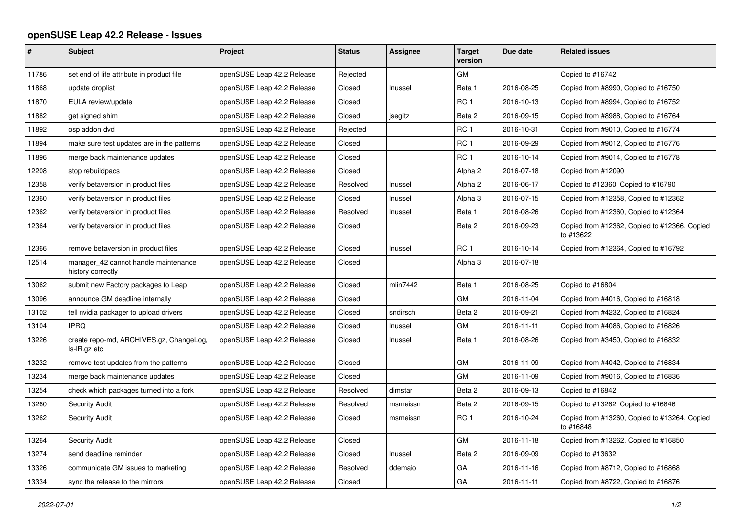# openSUSE Leap 42.2 Release - Issues

| # | Subject | Project | Status | Assignee | Target version | Due date | Related issues |
|---|---|---|---|---|---|---|---|
| 11786 | set end of life attribute in product file | openSUSE Leap 42.2 Release | Rejected | | GM | | Copied to #16742 |
| 11868 | update droplist | openSUSE Leap 42.2 Release | Closed | lnussel | Beta 1 | 2016-08-25 | Copied from #8990, Copied to #16750 |
| 11870 | EULA review/update | openSUSE Leap 42.2 Release | Closed | | RC 1 | 2016-10-13 | Copied from #8994, Copied to #16752 |
| 11882 | get signed shim | openSUSE Leap 42.2 Release | Closed | jsegitz | Beta 2 | 2016-09-15 | Copied from #8988, Copied to #16764 |
| 11892 | osp addon dvd | openSUSE Leap 42.2 Release | Rejected | | RC 1 | 2016-10-31 | Copied from #9010, Copied to #16774 |
| 11894 | make sure test updates are in the patterns | openSUSE Leap 42.2 Release | Closed | | RC 1 | 2016-09-29 | Copied from #9012, Copied to #16776 |
| 11896 | merge back maintenance updates | openSUSE Leap 42.2 Release | Closed | | RC 1 | 2016-10-14 | Copied from #9014, Copied to #16778 |
| 12208 | stop rebuildpacs | openSUSE Leap 42.2 Release | Closed | | Alpha 2 | 2016-07-18 | Copied from #12090 |
| 12358 | verify betaversion in product files | openSUSE Leap 42.2 Release | Resolved | lnussel | Alpha 2 | 2016-06-17 | Copied to #12360, Copied to #16790 |
| 12360 | verify betaversion in product files | openSUSE Leap 42.2 Release | Closed | lnussel | Alpha 3 | 2016-07-15 | Copied from #12358, Copied to #12362 |
| 12362 | verify betaversion in product files | openSUSE Leap 42.2 Release | Resolved | lnussel | Beta 1 | 2016-08-26 | Copied from #12360, Copied to #12364 |
| 12364 | verify betaversion in product files | openSUSE Leap 42.2 Release | Closed | | Beta 2 | 2016-09-23 | Copied from #12362, Copied to #12366, Copied to #13622 |
| 12366 | remove betaversion in product files | openSUSE Leap 42.2 Release | Closed | lnussel | RC 1 | 2016-10-14 | Copied from #12364, Copied to #16792 |
| 12514 | manager_42 cannot handle maintenance history correctly | openSUSE Leap 42.2 Release | Closed | | Alpha 3 | 2016-07-18 | |
| 13062 | submit new Factory packages to Leap | openSUSE Leap 42.2 Release | Closed | mlin7442 | Beta 1 | 2016-08-25 | Copied to #16804 |
| 13096 | announce GM deadline internally | openSUSE Leap 42.2 Release | Closed | | GM | 2016-11-04 | Copied from #4016, Copied to #16818 |
| 13102 | tell nvidia packager to upload drivers | openSUSE Leap 42.2 Release | Closed | sndirsch | Beta 2 | 2016-09-21 | Copied from #4232, Copied to #16824 |
| 13104 | IPRQ | openSUSE Leap 42.2 Release | Closed | lnussel | GM | 2016-11-11 | Copied from #4086, Copied to #16826 |
| 13226 | create repo-md, ARCHIVES.gz, ChangeLog, ls-lR.gz etc | openSUSE Leap 42.2 Release | Closed | lnussel | Beta 1 | 2016-08-26 | Copied from #3450, Copied to #16832 |
| 13232 | remove test updates from the patterns | openSUSE Leap 42.2 Release | Closed | | GM | 2016-11-09 | Copied from #4042, Copied to #16834 |
| 13234 | merge back maintenance updates | openSUSE Leap 42.2 Release | Closed | | GM | 2016-11-09 | Copied from #9016, Copied to #16836 |
| 13254 | check which packages turned into a fork | openSUSE Leap 42.2 Release | Resolved | dimstar | Beta 2 | 2016-09-13 | Copied to #16842 |
| 13260 | Security Audit | openSUSE Leap 42.2 Release | Resolved | msmeissn | Beta 2 | 2016-09-15 | Copied to #13262, Copied to #16846 |
| 13262 | Security Audit | openSUSE Leap 42.2 Release | Closed | msmeissn | RC 1 | 2016-10-24 | Copied from #13260, Copied to #13264, Copied to #16848 |
| 13264 | Security Audit | openSUSE Leap 42.2 Release | Closed | | GM | 2016-11-18 | Copied from #13262, Copied to #16850 |
| 13274 | send deadline reminder | openSUSE Leap 42.2 Release | Closed | lnussel | Beta 2 | 2016-09-09 | Copied to #13632 |
| 13326 | communicate GM issues to marketing | openSUSE Leap 42.2 Release | Resolved | ddemaio | GA | 2016-11-16 | Copied from #8712, Copied to #16868 |
| 13334 | sync the release to the mirrors | openSUSE Leap 42.2 Release | Closed | | GA | 2016-11-11 | Copied from #8722, Copied to #16876 |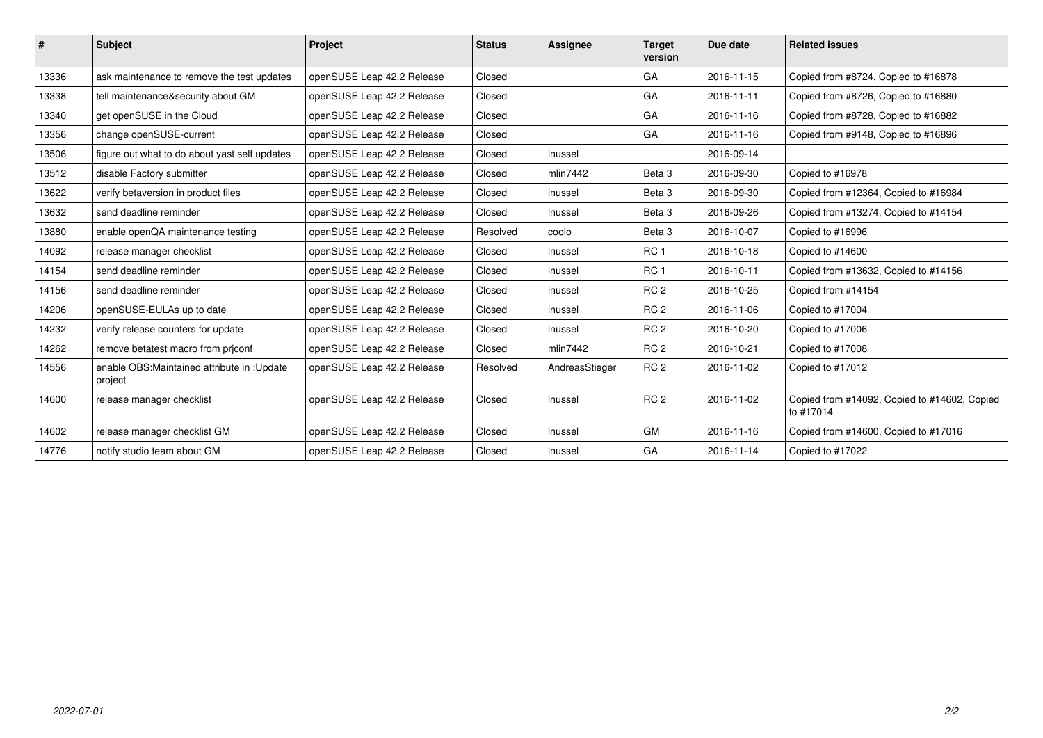| # | Subject | Project | Status | Assignee | Target version | Due date | Related issues |
|---|---|---|---|---|---|---|---|
| 13336 | ask maintenance to remove the test updates | openSUSE Leap 42.2 Release | Closed | | GA | 2016-11-15 | Copied from #8724, Copied to #16878 |
| 13338 | tell maintenance&security about GM | openSUSE Leap 42.2 Release | Closed | | GA | 2016-11-11 | Copied from #8726, Copied to #16880 |
| 13340 | get openSUSE in the Cloud | openSUSE Leap 42.2 Release | Closed | | GA | 2016-11-16 | Copied from #8728, Copied to #16882 |
| 13356 | change openSUSE-current | openSUSE Leap 42.2 Release | Closed | | GA | 2016-11-16 | Copied from #9148, Copied to #16896 |
| 13506 | figure out what to do about yast self updates | openSUSE Leap 42.2 Release | Closed | lnussel | | 2016-09-14 | |
| 13512 | disable Factory submitter | openSUSE Leap 42.2 Release | Closed | mlin7442 | Beta 3 | 2016-09-30 | Copied to #16978 |
| 13622 | verify betaversion in product files | openSUSE Leap 42.2 Release | Closed | lnussel | Beta 3 | 2016-09-30 | Copied from #12364, Copied to #16984 |
| 13632 | send deadline reminder | openSUSE Leap 42.2 Release | Closed | lnussel | Beta 3 | 2016-09-26 | Copied from #13274, Copied to #14154 |
| 13880 | enable openQA maintenance testing | openSUSE Leap 42.2 Release | Resolved | coolo | Beta 3 | 2016-10-07 | Copied to #16996 |
| 14092 | release manager checklist | openSUSE Leap 42.2 Release | Closed | lnussel | RC 1 | 2016-10-18 | Copied to #14600 |
| 14154 | send deadline reminder | openSUSE Leap 42.2 Release | Closed | lnussel | RC 1 | 2016-10-11 | Copied from #13632, Copied to #14156 |
| 14156 | send deadline reminder | openSUSE Leap 42.2 Release | Closed | lnussel | RC 2 | 2016-10-25 | Copied from #14154 |
| 14206 | openSUSE-EULAs up to date | openSUSE Leap 42.2 Release | Closed | lnussel | RC 2 | 2016-11-06 | Copied to #17004 |
| 14232 | verify release counters for update | openSUSE Leap 42.2 Release | Closed | lnussel | RC 2 | 2016-10-20 | Copied to #17006 |
| 14262 | remove betatest macro from prjconf | openSUSE Leap 42.2 Release | Closed | mlin7442 | RC 2 | 2016-10-21 | Copied to #17008 |
| 14556 | enable OBS:Maintained attribute in :Update project | openSUSE Leap 42.2 Release | Resolved | AndreasStieger | RC 2 | 2016-11-02 | Copied to #17012 |
| 14600 | release manager checklist | openSUSE Leap 42.2 Release | Closed | lnussel | RC 2 | 2016-11-02 | Copied from #14092, Copied to #14602, Copied to #17014 |
| 14602 | release manager checklist GM | openSUSE Leap 42.2 Release | Closed | lnussel | GM | 2016-11-16 | Copied from #14600, Copied to #17016 |
| 14776 | notify studio team about GM | openSUSE Leap 42.2 Release | Closed | lnussel | GA | 2016-11-14 | Copied to #17022 |